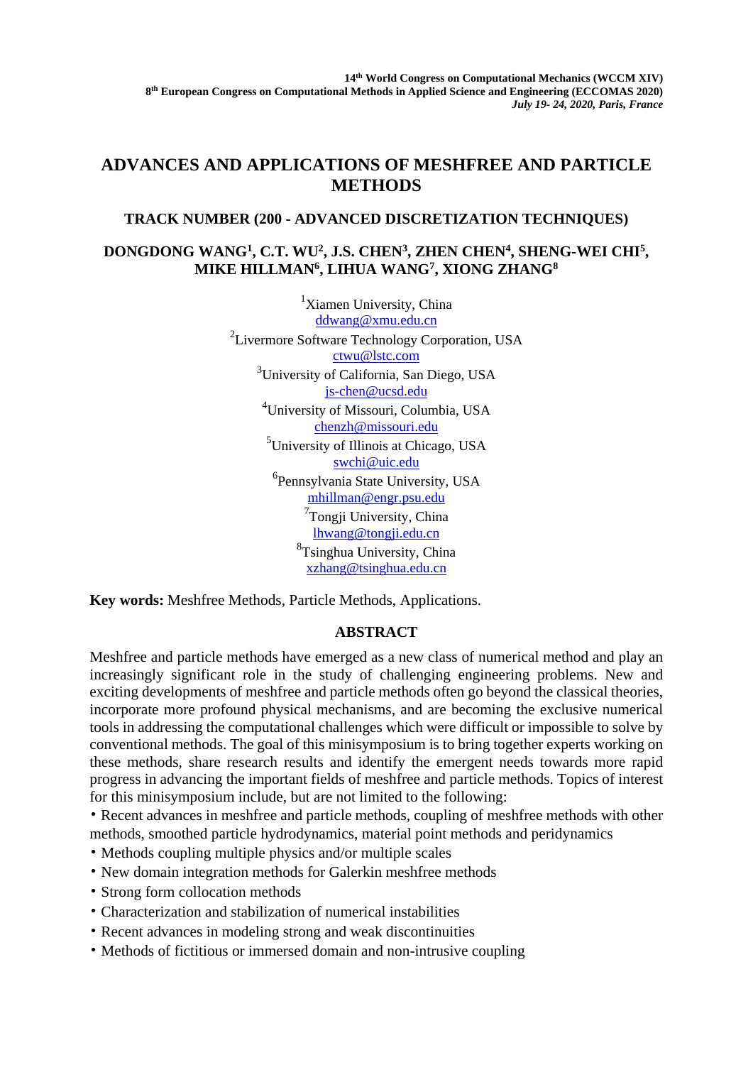# ADVANCES AND APPLICATIONS OF MESHFREE AND PARTICLE METHODS

## TRACK NUMBER (200 - ADVANCED DISCRETIZATION TECHNIQUES)

**DONGDONG WANG[1], C.T. WU[2], J.S. CHEN[3], ZHEN CHEN[4], SHENG-WEI CHI[5], MIKE HILLMAN[6], LIHUA WANG[7], XIONG ZHANG[8]**

[1]Xiamen University, China
ddwang@xmu.edu.cn

[2]Livermore Software Technology Corporation, USA
ctwu@lstc.com

[3]University of California, San Diego, USA
js-chen@ucsd.edu

[4]University of Missouri, Columbia, USA
chenzh@missouri.edu

[5]University of Illinois at Chicago, USA
swchi@uic.edu

[6]Pennsylvania State University, USA
mhillman@engr.psu.edu

[7]Tongji University, China
lhwang@tongji.edu.cn

[8]Tsinghua University, China
xzhang@tsinghua.edu.cn

**Key words:** Meshfree Methods, Particle Methods, Applications.

## ABSTRACT

Meshfree and particle methods have emerged as a new class of numerical method and play an increasingly significant role in the study of challenging engineering problems. New and exciting developments of meshfree and particle methods often go beyond the classical theories, incorporate more profound physical mechanisms, and are becoming the exclusive numerical tools in addressing the computational challenges which were difficult or impossible to solve by conventional methods. The goal of this minisymposium is to bring together experts working on these methods, share research results and identify the emergent needs towards more rapid progress in advancing the important fields of meshfree and particle methods. Topics of interest for this minisymposium include, but are not limited to the following:

- Recent advances in meshfree and particle methods, coupling of meshfree methods with other methods, smoothed particle hydrodynamics, material point methods and peridynamics
- Methods coupling multiple physics and/or multiple scales
- New domain integration methods for Galerkin meshfree methods
- Strong form collocation methods
- Characterization and stabilization of numerical instabilities
- Recent advances in modeling strong and weak discontinuities
- Methods of fictitious or immersed domain and non-intrusive coupling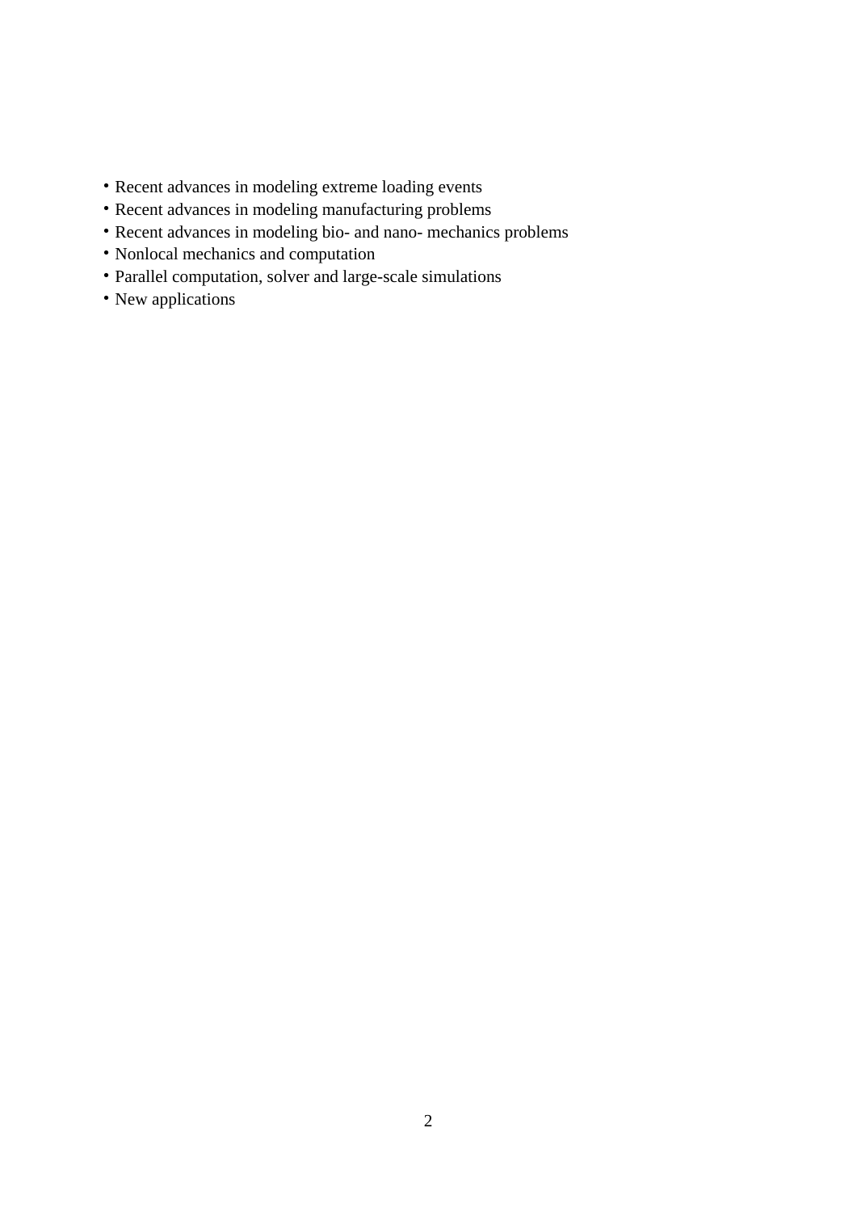- Recent advances in modeling extreme loading events
- Recent advances in modeling manufacturing problems
- Recent advances in modeling bio- and nano- mechanics problems
- Nonlocal mechanics and computation
- Parallel computation, solver and large-scale simulations
- New applications